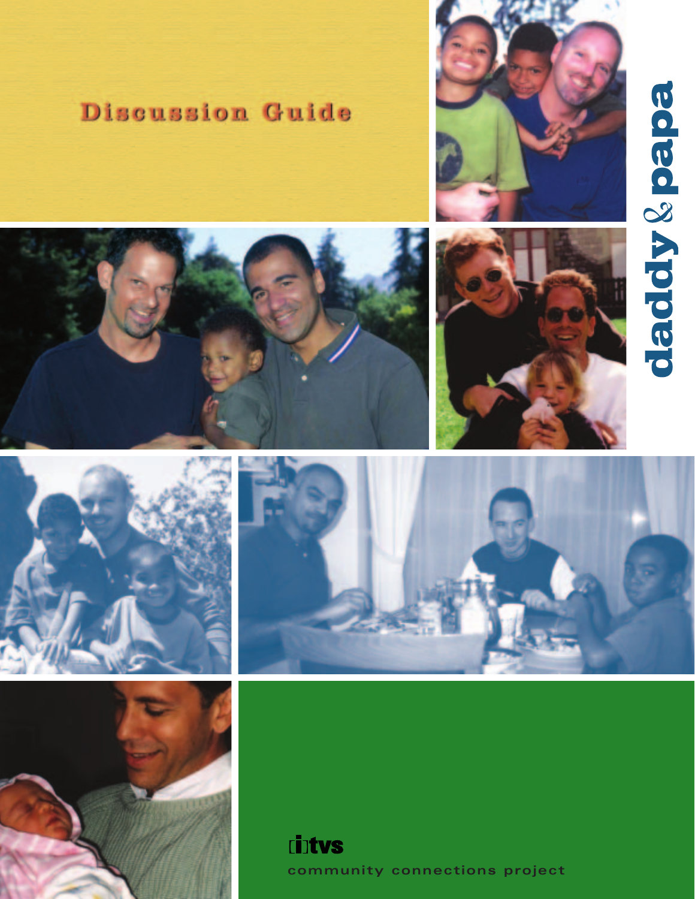# daddy & papa

## Discussion Guide

itvs

community connections project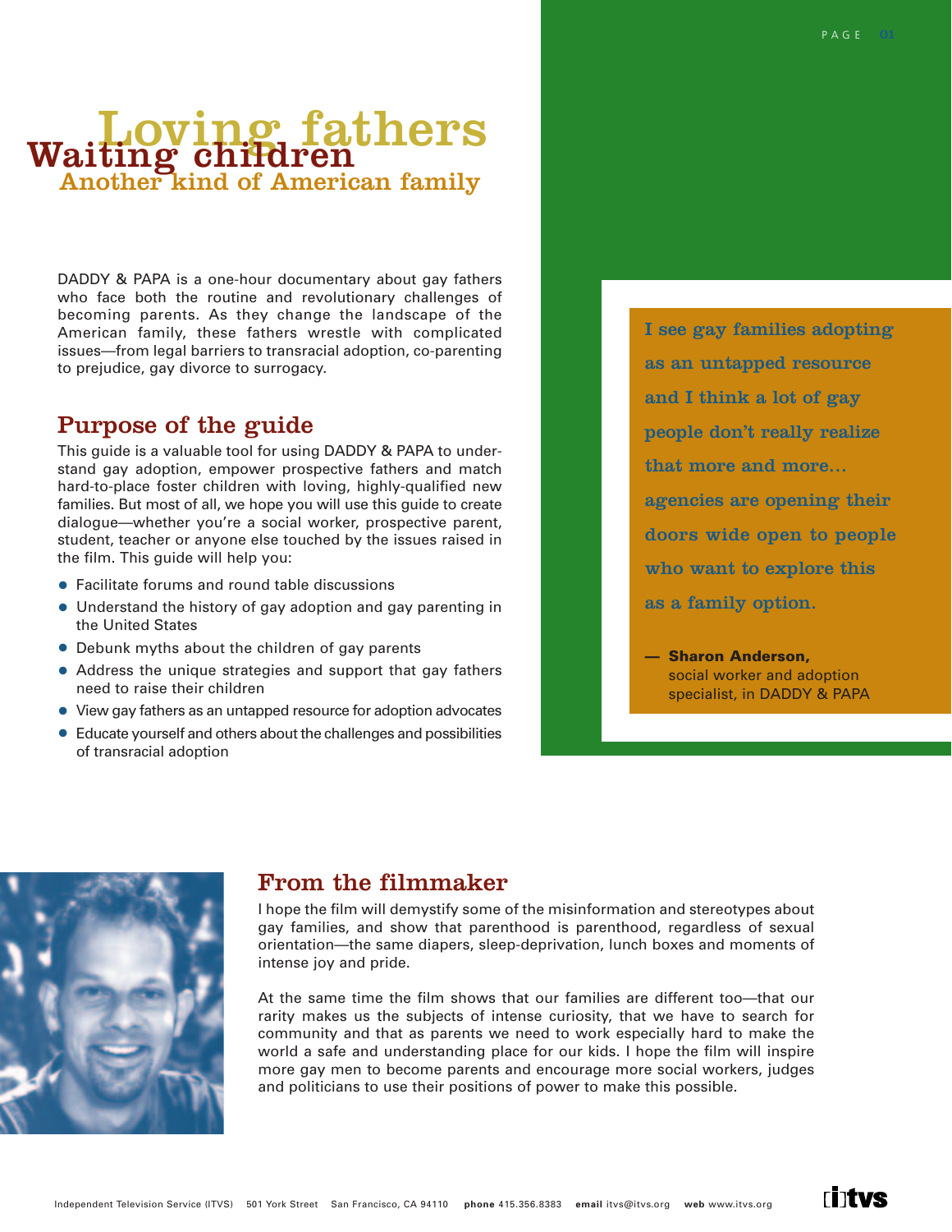# Loving fathers

# Waiting children

## Another kind of American family

DADDY & PAPA is a one-hour documentary about gay fathers who face both the routine and revolutionary challenges of becoming parents. As they change the landscape of the American family, these fathers wrestle with complicated issues—from legal barriers to transracial adoption, co-parenting to prejudice, gay divorce to surrogacy.

## Purpose of the guide

This guide is a valuable tool for using DADDY & PAPA to understand gay adoption, empower prospective fathers and match hard-to-place foster children with loving, highly-qualified new families. But most of all, we hope you will use this guide to create dialogue—whether you're a social worker, prospective parent, student, teacher or anyone else touched by the issues raised in the film. This guide will help you:

- Facilitate forums and round table discussions
- Understand the history of gay adoption and gay parenting in the United States
- Debunk myths about the children of gay parents
- Address the unique strategies and support that gay fathers need to raise their children
- View gay fathers as an untapped resource for adoption advocates
- Educate yourself and others about the challenges and possibilities of transracial adoption

> I see gay families adopting as an untapped resource and I think a lot of gay people don't really realize that more and more… agencies are opening their doors wide open to people who want to explore this as a family option.
>
> — **Sharon Anderson,** social worker and adoption specialist, in DADDY & PAPA

## From the filmmaker

I hope the film will demystify some of the misinformation and stereotypes about gay families, and show that parenthood is parenthood, regardless of sexual orientation—the same diapers, sleep-deprivation, lunch boxes and moments of intense joy and pride.

At the same time the film shows that our families are different too—that our rarity makes us the subjects of intense curiosity, that we have to search for community and that as parents we need to work especially hard to make the world a safe and understanding place for our kids. I hope the film will inspire more gay men to become parents and encourage more social workers, judges and politicians to use their positions of power to make this possible.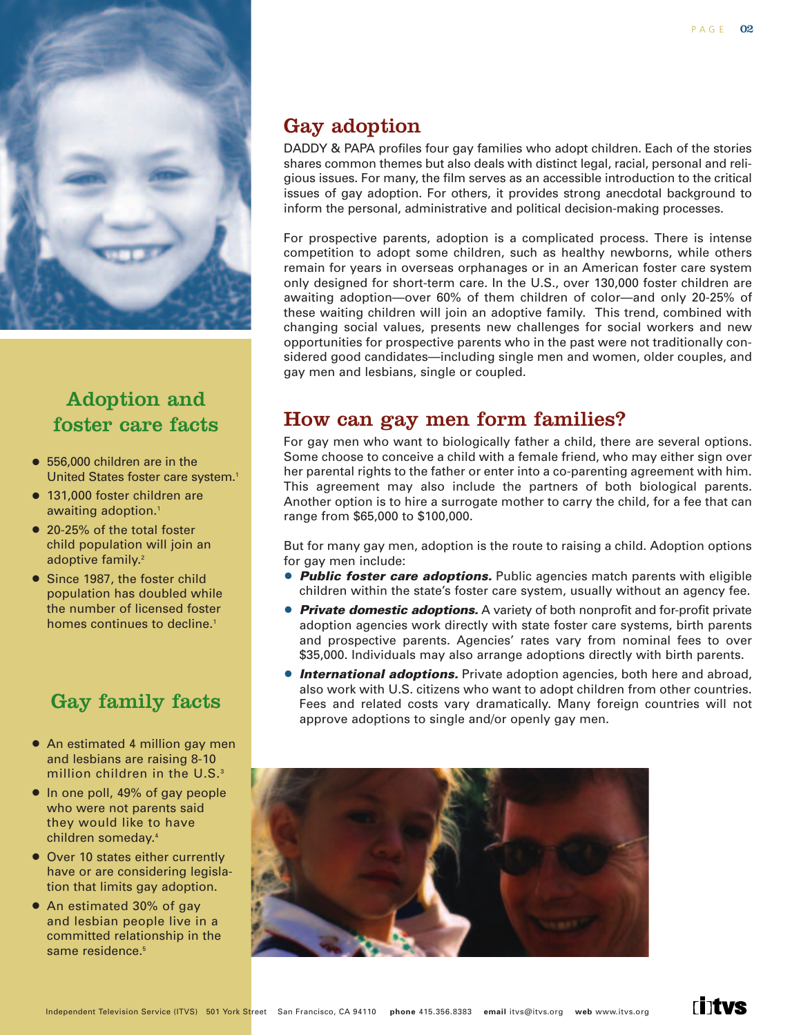## Gay adoption

DADDY & PAPA profiles four gay families who adopt children. Each of the stories shares common themes but also deals with distinct legal, racial, personal and religious issues. For many, the film serves as an accessible introduction to the critical issues of gay adoption. For others, it provides strong anecdotal background to inform the personal, administrative and political decision-making processes.

For prospective parents, adoption is a complicated process. There is intense competition to adopt some children, such as healthy newborns, while others remain for years in overseas orphanages or in an American foster care system only designed for short-term care. In the U.S., over 130,000 foster children are awaiting adoption—over 60% of them children of color—and only 20-25% of these waiting children will join an adoptive family. This trend, combined with changing social values, presents new challenges for social workers and new opportunities for prospective parents who in the past were not traditionally considered good candidates—including single men and women, older couples, and gay men and lesbians, single or coupled.

## How can gay men form families?

For gay men who want to biologically father a child, there are several options. Some choose to conceive a child with a female friend, who may either sign over her parental rights to the father or enter into a co-parenting agreement with him. This agreement may also include the partners of both biological parents. Another option is to hire a surrogate mother to carry the child, for a fee that can range from $65,000 to $100,000.

But for many gay men, adoption is the route to raising a child. Adoption options for gay men include:

- ***Public foster care adoptions.*** Public agencies match parents with eligible children within the state's foster care system, usually without an agency fee.
- ***Private domestic adoptions.*** A variety of both nonprofit and for-profit private adoption agencies work directly with state foster care systems, birth parents and prospective parents. Agencies' rates vary from nominal fees to over $35,000. Individuals may also arrange adoptions directly with birth parents.
- ***International adoptions.*** Private adoption agencies, both here and abroad, also work with U.S. citizens who want to adopt children from other countries. Fees and related costs vary dramatically. Many foreign countries will not approve adoptions to single and/or openly gay men.

## Adoption and foster care facts

- 556,000 children are in the United States foster care system.[1]
- 131,000 foster children are awaiting adoption.[1]
- 20-25% of the total foster child population will join an adoptive family.[2]
- Since 1987, the foster child population has doubled while the number of licensed foster homes continues to decline.[1]

## Gay family facts

- An estimated 4 million gay men and lesbians are raising 8-10 million children in the U.S.[3]
- In one poll, 49% of gay people who were not parents said they would like to have children someday.[4]
- Over 10 states either currently have or are considering legislation that limits gay adoption.
- An estimated 30% of gay and lesbian people live in a committed relationship in the same residence.[5]

Independent Television Service (ITVS) 501 York Street San Francisco, CA 94110 **phone** 415.356.8383 **email** itvs@itvs.org **web** www.itvs.org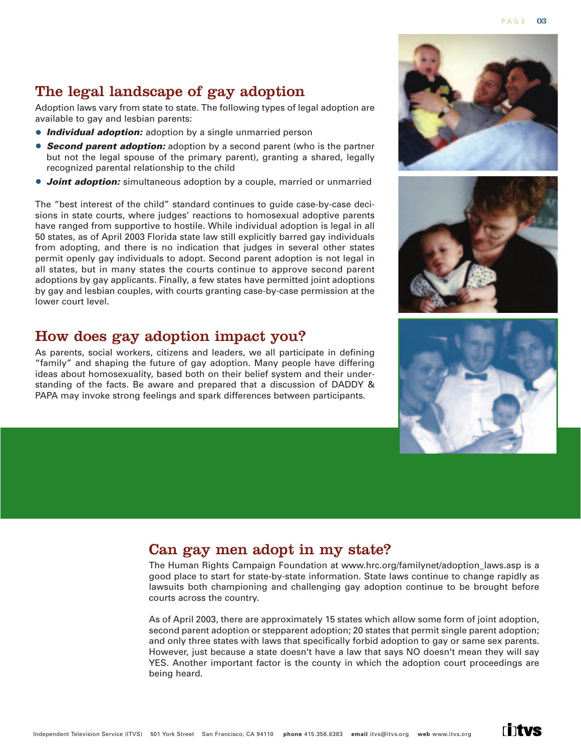## The legal landscape of gay adoption

Adoption laws vary from state to state. The following types of legal adoption are available to gay and lesbian parents:

- ***Individual adoption:*** adoption by a single unmarried person
- ***Second parent adoption:*** adoption by a second parent (who is the partner but not the legal spouse of the primary parent), granting a shared, legally recognized parental relationship to the child
- ***Joint adoption:*** simultaneous adoption by a couple, married or unmarried

The "best interest of the child" standard continues to guide case-by-case decisions in state courts, where judges' reactions to homosexual adoptive parents have ranged from supportive to hostile. While individual adoption is legal in all 50 states, as of April 2003 Florida state law still explicitly barred gay individuals from adopting, and there is no indication that judges in several other states permit openly gay individuals to adopt. Second parent adoption is not legal in all states, but in many states the courts continue to approve second parent adoptions by gay applicants. Finally, a few states have permitted joint adoptions by gay and lesbian couples, with courts granting case-by-case permission at the lower court level.

## How does gay adoption impact you?

As parents, social workers, citizens and leaders, we all participate in defining "family" and shaping the future of gay adoption. Many people have differing ideas about homosexuality, based both on their belief system and their understanding of the facts. Be aware and prepared that a discussion of DADDY & PAPA may invoke strong feelings and spark differences between participants.

## Can gay men adopt in my state?

The Human Rights Campaign Foundation at www.hrc.org/familynet/adoption_laws.asp is a good place to start for state-by-state information. State laws continue to change rapidly as lawsuits both championing and challenging gay adoption continue to be brought before courts across the country.

As of April 2003, there are approximately 15 states which allow some form of joint adoption, second parent adoption or stepparent adoption; 20 states that permit single parent adoption; and only three states with laws that specifically forbid adoption to gay or same sex parents. However, just because a state doesn't have a law that says NO doesn't mean they will say YES. Another important factor is the county in which the adoption court proceedings are being heard.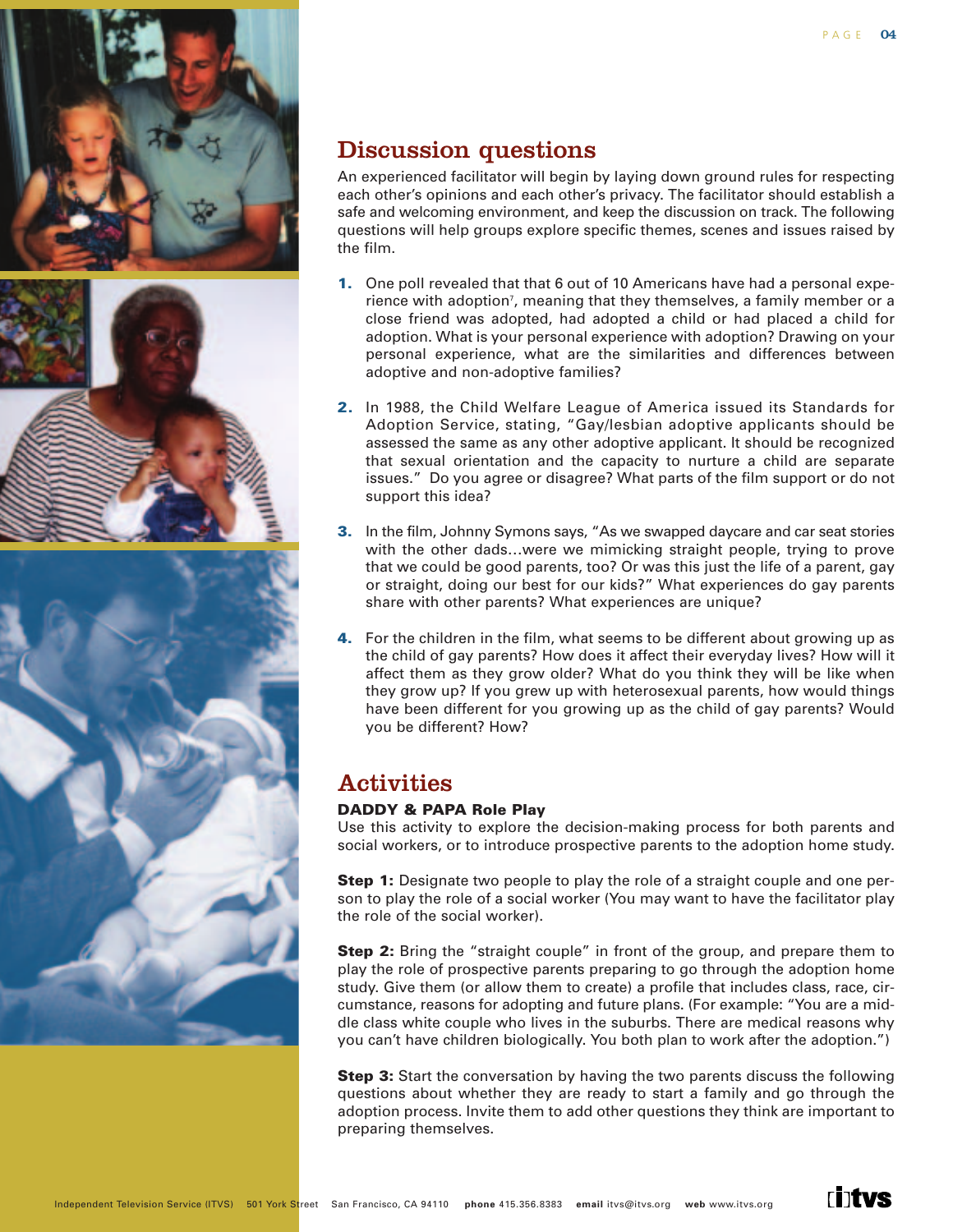## Discussion questions

An experienced facilitator will begin by laying down ground rules for respecting each other's opinions and each other's privacy. The facilitator should establish a safe and welcoming environment, and keep the discussion on track. The following questions will help groups explore specific themes, scenes and issues raised by the film.

1. One poll revealed that that 6 out of 10 Americans have had a personal experience with adoption[7], meaning that they themselves, a family member or a close friend was adopted, had adopted a child or had placed a child for adoption. What is your personal experience with adoption? Drawing on your personal experience, what are the similarities and differences between adoptive and non-adoptive families?

2. In 1988, the Child Welfare League of America issued its Standards for Adoption Service, stating, "Gay/lesbian adoptive applicants should be assessed the same as any other adoptive applicant. It should be recognized that sexual orientation and the capacity to nurture a child are separate issues." Do you agree or disagree? What parts of the film support or do not support this idea?

3. In the film, Johnny Symons says, "As we swapped daycare and car seat stories with the other dads…were we mimicking straight people, trying to prove that we could be good parents, too? Or was this just the life of a parent, gay or straight, doing our best for our kids?" What experiences do gay parents share with other parents? What experiences are unique?

4. For the children in the film, what seems to be different about growing up as the child of gay parents? How does it affect their everyday lives? How will it affect them as they grow older? What do you think they will be like when they grow up? If you grew up with heterosexual parents, how would things have been different for you growing up as the child of gay parents? Would you be different? How?

## Activities

### DADDY & PAPA Role Play

Use this activity to explore the decision-making process for both parents and social workers, or to introduce prospective parents to the adoption home study.

**Step 1:** Designate two people to play the role of a straight couple and one person to play the role of a social worker (You may want to have the facilitator play the role of the social worker).

**Step 2:** Bring the "straight couple" in front of the group, and prepare them to play the role of prospective parents preparing to go through the adoption home study. Give them (or allow them to create) a profile that includes class, race, circumstance, reasons for adopting and future plans. (For example: "You are a middle class white couple who lives in the suburbs. There are medical reasons why you can't have children biologically. You both plan to work after the adoption.")

**Step 3:** Start the conversation by having the two parents discuss the following questions about whether they are ready to start a family and go through the adoption process. Invite them to add other questions they think are important to preparing themselves.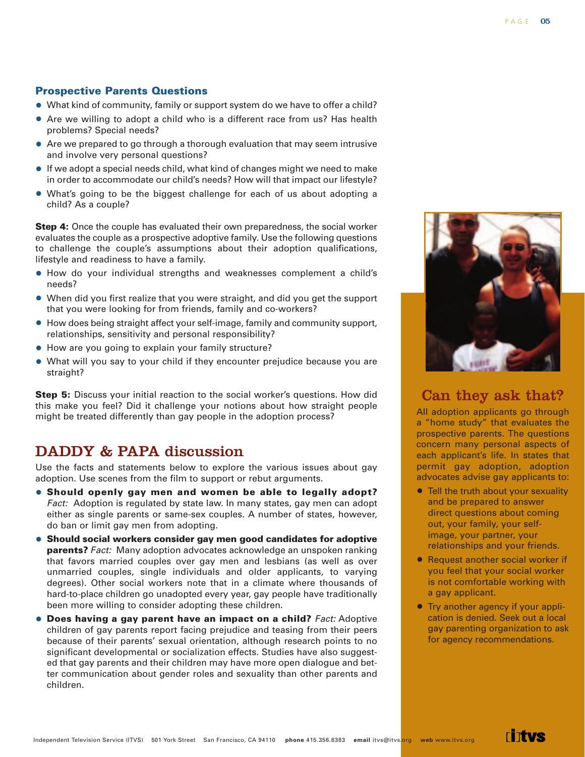### Prospective Parents Questions

- What kind of community, family or support system do we have to offer a child?
- Are we willing to adopt a child who is a different race from us? Has health problems? Special needs?
- Are we prepared to go through a thorough evaluation that may seem intrusive and involve very personal questions?
- If we adopt a special needs child, what kind of changes might we need to make in order to accommodate our child's needs? How will that impact our lifestyle?
- What's going to be the biggest challenge for each of us about adopting a child? As a couple?

**Step 4:** Once the couple has evaluated their own preparedness, the social worker evaluates the couple as a prospective adoptive family. Use the following questions to challenge the couple's assumptions about their adoption qualifications, lifestyle and readiness to have a family.

- How do your individual strengths and weaknesses complement a child's needs?
- When did you first realize that you were straight, and did you get the support that you were looking for from friends, family and co-workers?
- How does being straight affect your self-image, family and community support, relationships, sensitivity and personal responsibility?
- How are you going to explain your family structure?
- What will you say to your child if they encounter prejudice because you are straight?

**Step 5:** Discuss your initial reaction to the social worker's questions. How did this make you feel? Did it challenge your notions about how straight people might be treated differently than gay people in the adoption process?

## DADDY & PAPA discussion

Use the facts and statements below to explore the various issues about gay adoption. Use scenes from the film to support or rebut arguments.

- **Should openly gay men and women be able to legally adopt?** *Fact:* Adoption is regulated by state law. In many states, gay men can adopt either as single parents or same-sex couples. A number of states, however, do ban or limit gay men from adopting.
- **Should social workers consider gay men good candidates for adoptive parents?** *Fact:* Many adoption advocates acknowledge an unspoken ranking that favors married couples over gay men and lesbians (as well as over unmarried couples, single individuals and older applicants, to varying degrees). Other social workers note that in a climate where thousands of hard-to-place children go unadopted every year, gay people have traditionally been more willing to consider adopting these children.
- **Does having a gay parent have an impact on a child?** *Fact:* Adoptive children of gay parents report facing prejudice and teasing from their peers because of their parents' sexual orientation, although research points to no significant developmental or socialization effects. Studies have also suggested that gay parents and their children may have more open dialogue and better communication about gender roles and sexuality than other parents and children.

## Can they ask that?

All adoption applicants go through a "home study" that evaluates the prospective parents. The questions concern many personal aspects of each applicant's life. In states that permit gay adoption, adoption advocates advise gay applicants to:

- Tell the truth about your sexuality and be prepared to answer direct questions about coming out, your family, your self-image, your partner, your relationships and your friends.
- Request another social worker if you feel that your social worker is not comfortable working with a gay applicant.
- Try another agency if your application is denied. Seek out a local gay parenting organization to ask for agency recommendations.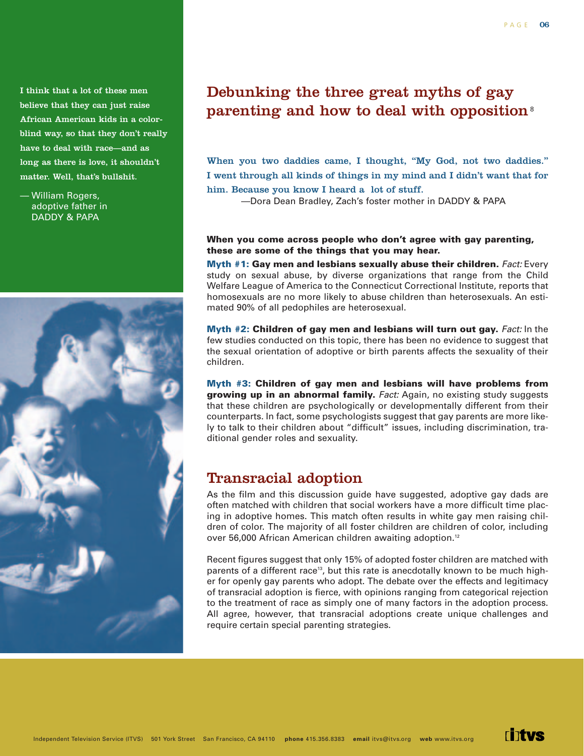I think that a lot of these men believe that they can just raise African American kids in a color-blind way, so that they don't really have to deal with race—and as long as there is love, it shouldn't matter. Well, that's bullshit.

— William Rogers, adoptive father in DADDY & PAPA

## Debunking the three great myths of gay parenting and how to deal with opposition[8]

When you two daddies came, I thought, "My God, not two daddies." I went through all kinds of things in my mind and I didn't want that for him. Because you know I heard a lot of stuff.

—Dora Dean Bradley, Zach's foster mother in DADDY & PAPA

**When you come across people who don't agree with gay parenting, these are some of the things that you may hear.**

**Myth #1: Gay men and lesbians sexually abuse their children.** *Fact:* Every study on sexual abuse, by diverse organizations that range from the Child Welfare League of America to the Connecticut Correctional Institute, reports that homosexuals are no more likely to abuse children than heterosexuals. An estimated 90% of all pedophiles are heterosexual.

**Myth #2: Children of gay men and lesbians will turn out gay.** *Fact:* In the few studies conducted on this topic, there has been no evidence to suggest that the sexual orientation of adoptive or birth parents affects the sexuality of their children.

**Myth #3: Children of gay men and lesbians will have problems from growing up in an abnormal family.** *Fact:* Again, no existing study suggests that these children are psychologically or developmentally different from their counterparts. In fact, some psychologists suggest that gay parents are more likely to talk to their children about "difficult" issues, including discrimination, traditional gender roles and sexuality.

## Transracial adoption

As the film and this discussion guide have suggested, adoptive gay dads are often matched with children that social workers have a more difficult time placing in adoptive homes. This match often results in white gay men raising children of color. The majority of all foster children are children of color, including over 56,000 African American children awaiting adoption.[12]

Recent figures suggest that only 15% of adopted foster children are matched with parents of a different race[13], but this rate is anecdotally known to be much higher for openly gay parents who adopt. The debate over the effects and legitimacy of transracial adoption is fierce, with opinions ranging from categorical rejection to the treatment of race as simply one of many factors in the adoption process. All agree, however, that transracial adoptions create unique challenges and require certain special parenting strategies.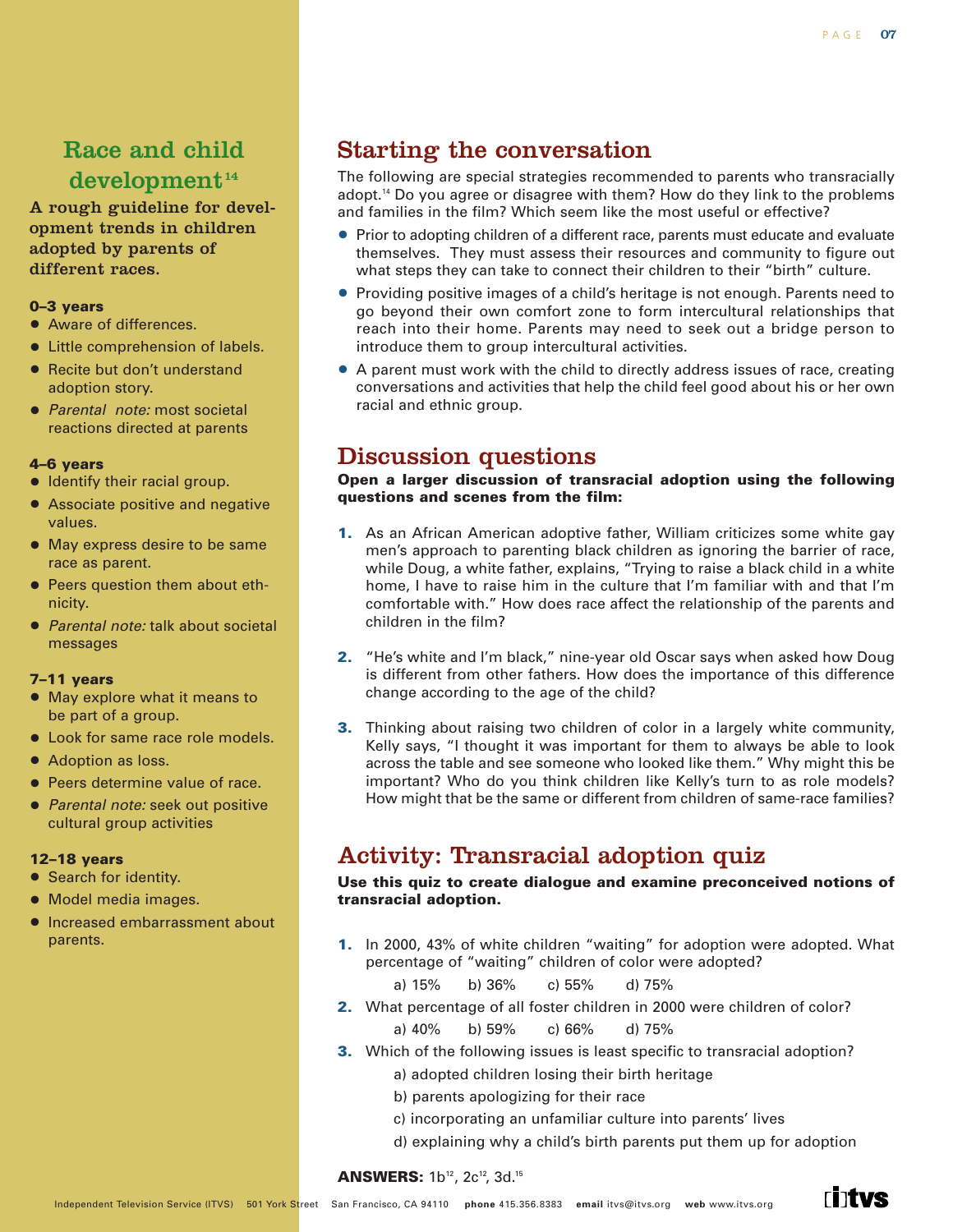## Race and child development[14]

**A rough guideline for development trends in children adopted by parents of different races.**

**0–3 years**

- Aware of differences.
- Little comprehension of labels.
- Recite but don't understand adoption story.
- *Parental note:* most societal reactions directed at parents

**4–6 years**

- Identify their racial group.
- Associate positive and negative values.
- May express desire to be same race as parent.
- Peers question them about ethnicity.
- *Parental note:* talk about societal messages

**7–11 years**

- May explore what it means to be part of a group.
- Look for same race role models.
- Adoption as loss.
- Peers determine value of race.
- *Parental note:* seek out positive cultural group activities

**12–18 years**

- Search for identity.
- Model media images.
- Increased embarrassment about parents.

## Starting the conversation

The following are special strategies recommended to parents who transracially adopt.[14] Do you agree or disagree with them? How do they link to the problems and families in the film? Which seem like the most useful or effective?

- Prior to adopting children of a different race, parents must educate and evaluate themselves. They must assess their resources and community to figure out what steps they can take to connect their children to their "birth" culture.
- Providing positive images of a child's heritage is not enough. Parents need to go beyond their own comfort zone to form intercultural relationships that reach into their home. Parents may need to seek out a bridge person to introduce them to group intercultural activities.
- A parent must work with the child to directly address issues of race, creating conversations and activities that help the child feel good about his or her own racial and ethnic group.

## Discussion questions

**Open a larger discussion of transracial adoption using the following questions and scenes from the film:**

1. As an African American adoptive father, William criticizes some white gay men's approach to parenting black children as ignoring the barrier of race, while Doug, a white father, explains, "Trying to raise a black child in a white home, I have to raise him in the culture that I'm familiar with and that I'm comfortable with." How does race affect the relationship of the parents and children in the film?

2. "He's white and I'm black," nine-year old Oscar says when asked how Doug is different from other fathers. How does the importance of this difference change according to the age of the child?

3. Thinking about raising two children of color in a largely white community, Kelly says, "I thought it was important for them to always be able to look across the table and see someone who looked like them." Why might this be important? Who do you think children like Kelly's turn to as role models? How might that be the same or different from children of same-race families?

## Activity: Transracial adoption quiz

**Use this quiz to create dialogue and examine preconceived notions of transracial adoption.**

1. In 2000, 43% of white children "waiting" for adoption were adopted. What percentage of "waiting" children of color were adopted?

   a) 15% b) 36% c) 55% d) 75%

2. What percentage of all foster children in 2000 were children of color?

   a) 40% b) 59% c) 66% d) 75%

3. Which of the following issues is least specific to transracial adoption?

   a) adopted children losing their birth heritage

   b) parents apologizing for their race

   c) incorporating an unfamiliar culture into parents' lives

   d) explaining why a child's birth parents put them up for adoption

**ANSWERS:** 1b[12], 2c[12], 3d.[15]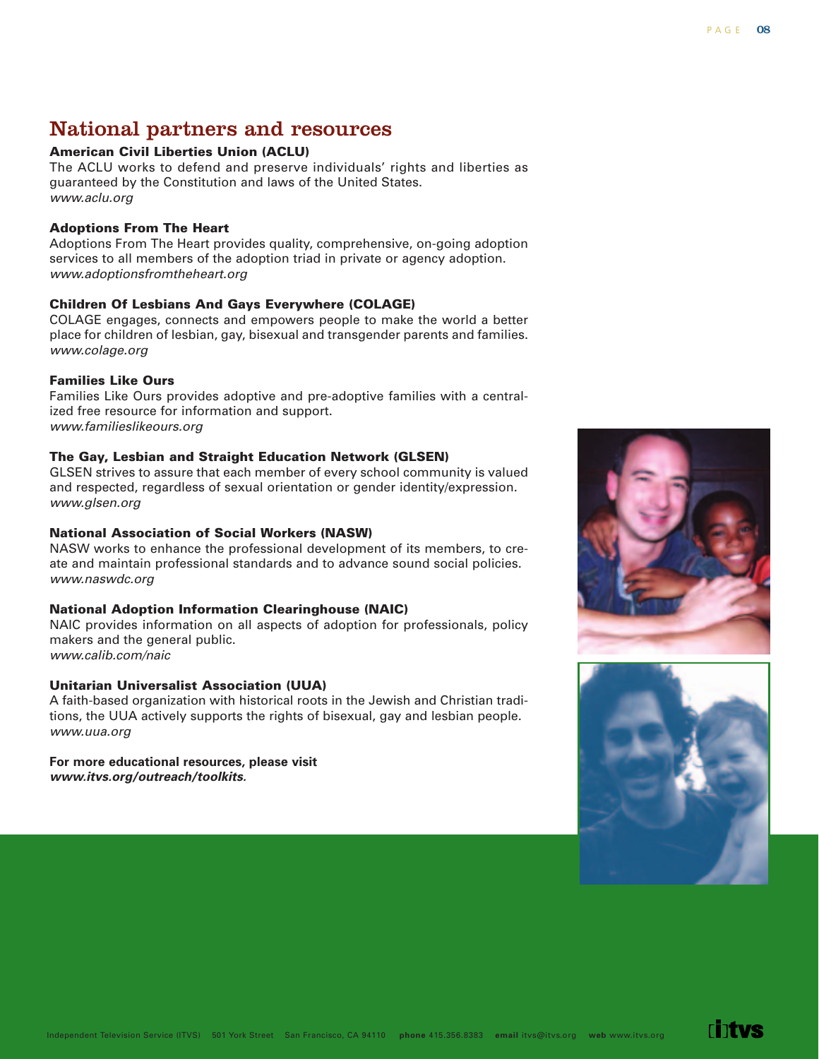# National partners and resources

**American Civil Liberties Union (ACLU)**
The ACLU works to defend and preserve individuals' rights and liberties as guaranteed by the Constitution and laws of the United States.
*www.aclu.org*

**Adoptions From The Heart**
Adoptions From The Heart provides quality, comprehensive, on-going adoption services to all members of the adoption triad in private or agency adoption.
*www.adoptionsfromtheheart.org*

**Children Of Lesbians And Gays Everywhere (COLAGE)**
COLAGE engages, connects and empowers people to make the world a better place for children of lesbian, gay, bisexual and transgender parents and families.
*www.colage.org*

**Families Like Ours**
Families Like Ours provides adoptive and pre-adoptive families with a centralized free resource for information and support.
*www.familieslikeours.org*

**The Gay, Lesbian and Straight Education Network (GLSEN)**
GLSEN strives to assure that each member of every school community is valued and respected, regardless of sexual orientation or gender identity/expression.
*www.glsen.org*

**National Association of Social Workers (NASW)**
NASW works to enhance the professional development of its members, to create and maintain professional standards and to advance sound social policies.
*www.naswdc.org*

**National Adoption Information Clearinghouse (NAIC)**
NAIC provides information on all aspects of adoption for professionals, policy makers and the general public.
*www.calib.com/naic*

**Unitarian Universalist Association (UUA)**
A faith-based organization with historical roots in the Jewish and Christian traditions, the UUA actively supports the rights of bisexual, gay and lesbian people.
*www.uua.org*

**For more educational resources, please visit**
***www.itvs.org/outreach/toolkits.***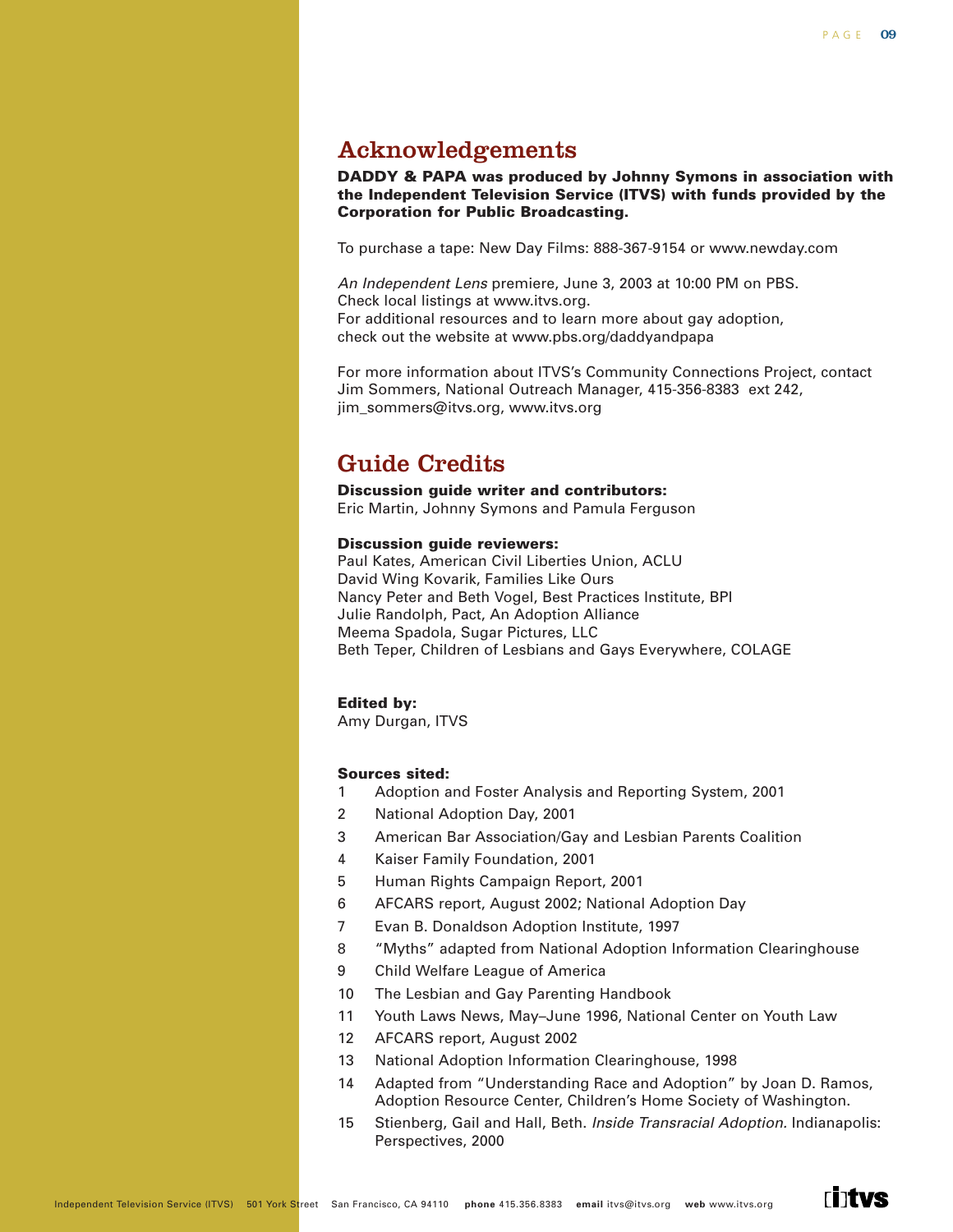## Acknowledgements

**DADDY & PAPA was produced by Johnny Symons in association with the Independent Television Service (ITVS) with funds provided by the Corporation for Public Broadcasting.**

To purchase a tape: New Day Films: 888-367-9154 or www.newday.com

*An Independent Lens* premiere, June 3, 2003 at 10:00 PM on PBS.
Check local listings at www.itvs.org.
For additional resources and to learn more about gay adoption, check out the website at www.pbs.org/daddyandpapa

For more information about ITVS's Community Connections Project, contact Jim Sommers, National Outreach Manager, 415-356-8383 ext 242, jim_sommers@itvs.org, www.itvs.org

## Guide Credits

**Discussion guide writer and contributors:**
Eric Martin, Johnny Symons and Pamula Ferguson

**Discussion guide reviewers:**
Paul Kates, American Civil Liberties Union, ACLU
David Wing Kovarik, Families Like Ours
Nancy Peter and Beth Vogel, Best Practices Institute, BPI
Julie Randolph, Pact, An Adoption Alliance
Meema Spadola, Sugar Pictures, LLC
Beth Teper, Children of Lesbians and Gays Everywhere, COLAGE

**Edited by:**
Amy Durgan, ITVS

**Sources sited:**

1. Adoption and Foster Analysis and Reporting System, 2001
2. National Adoption Day, 2001
3. American Bar Association/Gay and Lesbian Parents Coalition
4. Kaiser Family Foundation, 2001
5. Human Rights Campaign Report, 2001
6. AFCARS report, August 2002; National Adoption Day
7. Evan B. Donaldson Adoption Institute, 1997
8. "Myths" adapted from National Adoption Information Clearinghouse
9. Child Welfare League of America
10. The Lesbian and Gay Parenting Handbook
11. Youth Laws News, May–June 1996, National Center on Youth Law
12. AFCARS report, August 2002
13. National Adoption Information Clearinghouse, 1998
14. Adapted from "Understanding Race and Adoption" by Joan D. Ramos, Adoption Resource Center, Children's Home Society of Washington.
15. Stienberg, Gail and Hall, Beth. *Inside Transracial Adoption*. Indianapolis: Perspectives, 2000

Independent Television Service (ITVS) 501 York Street San Francisco, CA 94110 **phone** 415.356.8383 **email** itvs@itvs.org **web** www.itvs.org